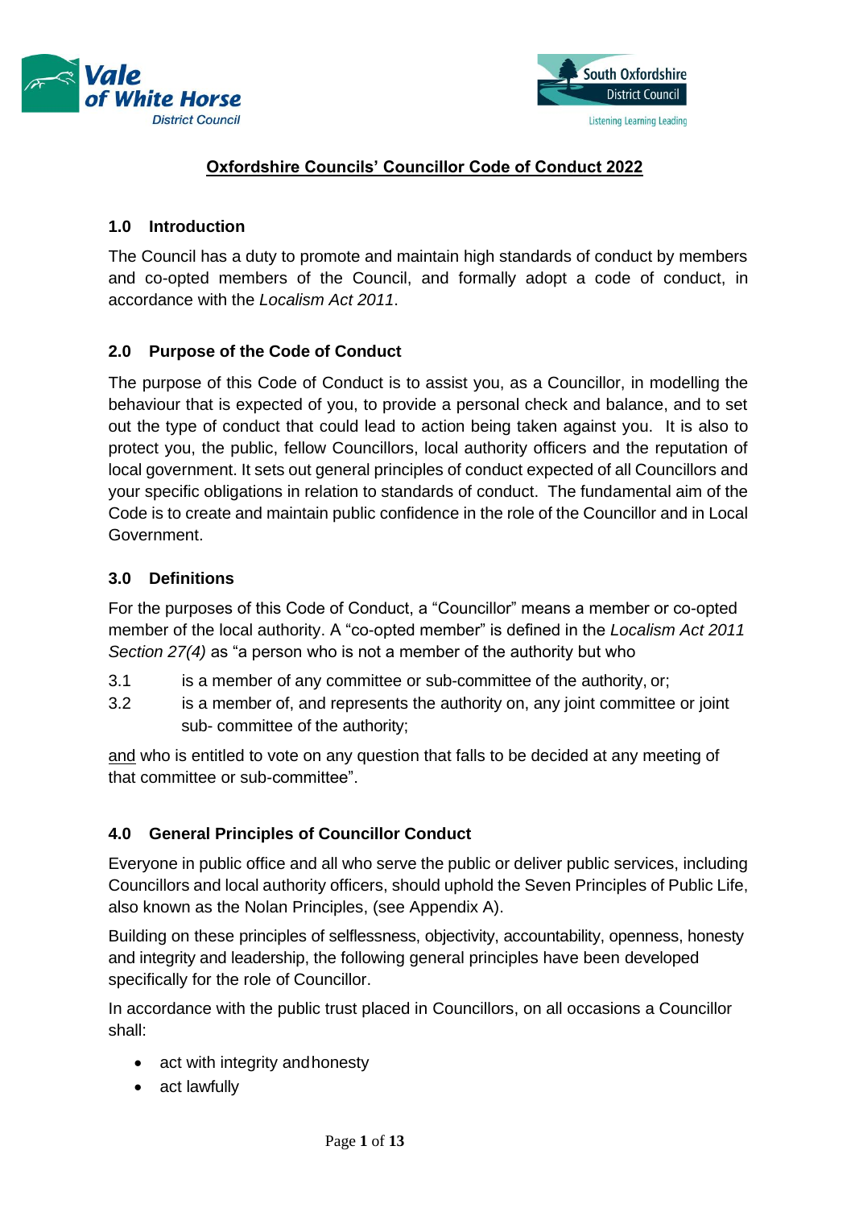# Oxfordshire Councils' Councillor Code of Conduct 2022

## 1.0 Introduction

The Council has a duty to promote and maintain high standards of conduct by members and co-opted members of the Council, and formally adopt a code of conduct, in accordance with the *Localism Act 2011*.

## 2.0 Purpose of the Code of Conduct

The purpose of this Code of Conduct is to assist you, as a Councillor, in modelling the behaviour that is expected of you, to provide a personal check and balance, and to set out the type of conduct that could lead to action being taken against you. It is also to protect you, the public, fellow Councillors, local authority officers and the reputation of local government. It sets out general principles of conduct expected of all Councillors and your specific obligations in relation to standards of conduct. The fundamental aim of the Code is to create and maintain public confidence in the role of the Councillor and in Local Government.

## 3.0 Definitions

For the purposes of this Code of Conduct, a "Councillor" means a member or co-opted member of the local authority. A "co-opted member" is defined in the *Localism Act 2011 Section 27(4)* as "a person who is not a member of the authority but who

3.1 is a member of any committee or sub-committee of the authority, or;

3.2 is a member of, and represents the authority on, any joint committee or joint sub- committee of the authority;

and who is entitled to vote on any question that falls to be decided at any meeting of that committee or sub-committee".

## 4.0 General Principles of Councillor Conduct

Everyone in public office and all who serve the public or deliver public services, including Councillors and local authority officers, should uphold the Seven Principles of Public Life, also known as the Nolan Principles, (see Appendix A).

Building on these principles of selflessness, objectivity, accountability, openness, honesty and integrity and leadership, the following general principles have been developed specifically for the role of Councillor.

In accordance with the public trust placed in Councillors, on all occasions a Councillor shall:

- act with integrity and honesty
- act lawfully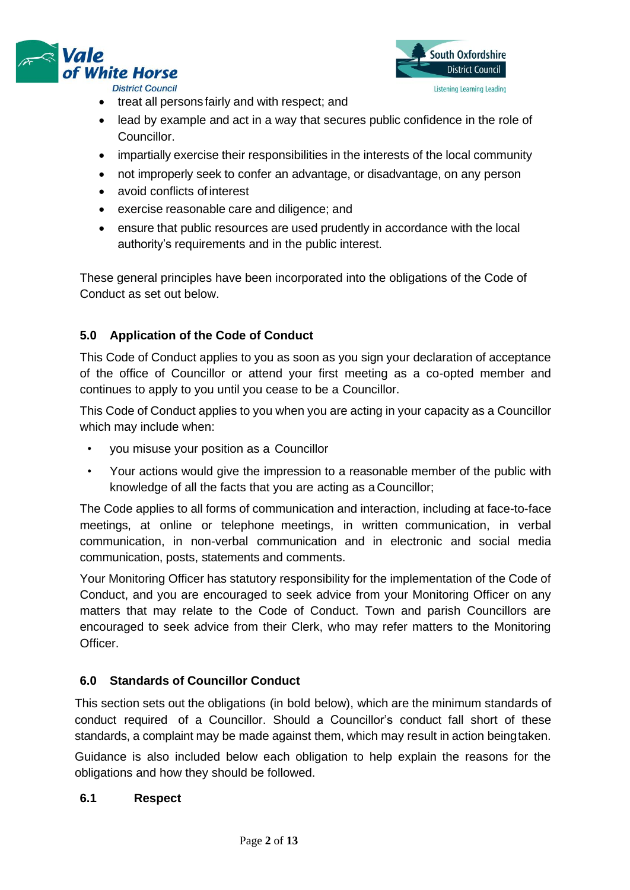- treat all persons fairly and with respect; and
- lead by example and act in a way that secures public confidence in the role of Councillor.
- impartially exercise their responsibilities in the interests of the local community
- not improperly seek to confer an advantage, or disadvantage, on any person
- avoid conflicts of interest
- exercise reasonable care and diligence; and
- ensure that public resources are used prudently in accordance with the local authority's requirements and in the public interest.

These general principles have been incorporated into the obligations of the Code of Conduct as set out below.

## 5.0 Application of the Code of Conduct

This Code of Conduct applies to you as soon as you sign your declaration of acceptance of the office of Councillor or attend your first meeting as a co-opted member and continues to apply to you until you cease to be a Councillor.

This Code of Conduct applies to you when you are acting in your capacity as a Councillor which may include when:

- you misuse your position as a Councillor
- Your actions would give the impression to a reasonable member of the public with knowledge of all the facts that you are acting as a Councillor;

The Code applies to all forms of communication and interaction, including at face-to-face meetings, at online or telephone meetings, in written communication, in verbal communication, in non-verbal communication and in electronic and social media communication, posts, statements and comments.

Your Monitoring Officer has statutory responsibility for the implementation of the Code of Conduct, and you are encouraged to seek advice from your Monitoring Officer on any matters that may relate to the Code of Conduct. Town and parish Councillors are encouraged to seek advice from their Clerk, who may refer matters to the Monitoring Officer.

## 6.0 Standards of Councillor Conduct

This section sets out the obligations (in bold below), which are the minimum standards of conduct required of a Councillor. Should a Councillor's conduct fall short of these standards, a complaint may be made against them, which may result in action being taken.

Guidance is also included below each obligation to help explain the reasons for the obligations and how they should be followed.

### 6.1 Respect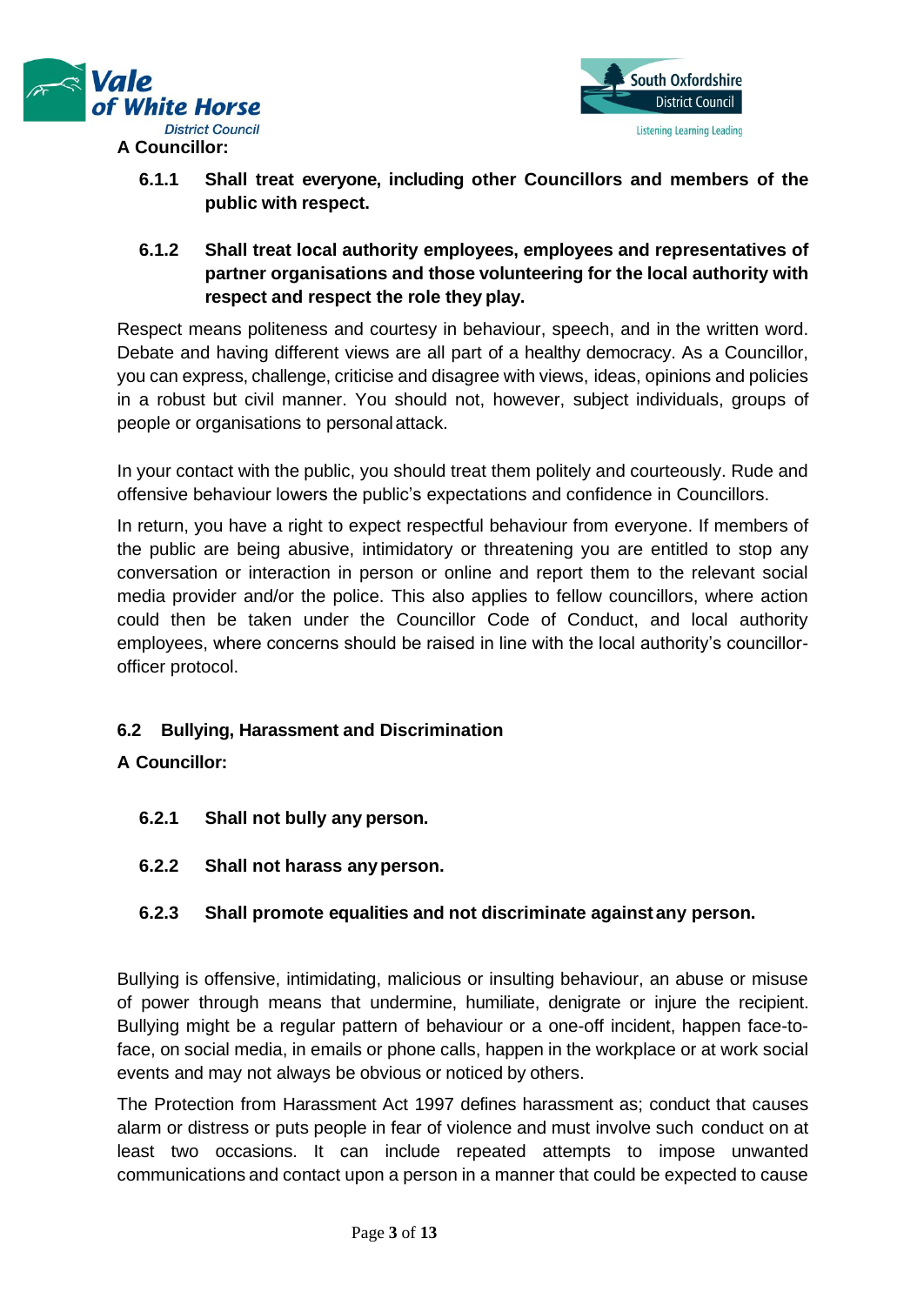**A Councillor:**

**6.1.1 Shall treat everyone, including other Councillors and members of the public with respect.**

**6.1.2 Shall treat local authority employees, employees and representatives of partner organisations and those volunteering for the local authority with respect and respect the role they play.**

Respect means politeness and courtesy in behaviour, speech, and in the written word. Debate and having different views are all part of a healthy democracy. As a Councillor, you can express, challenge, criticise and disagree with views, ideas, opinions and policies in a robust but civil manner. You should not, however, subject individuals, groups of people or organisations to personal attack.

In your contact with the public, you should treat them politely and courteously. Rude and offensive behaviour lowers the public's expectations and confidence in Councillors.

In return, you have a right to expect respectful behaviour from everyone. If members of the public are being abusive, intimidatory or threatening you are entitled to stop any conversation or interaction in person or online and report them to the relevant social media provider and/or the police. This also applies to fellow councillors, where action could then be taken under the Councillor Code of Conduct, and local authority employees, where concerns should be raised in line with the local authority's councillor-officer protocol.

### 6.2 Bullying, Harassment and Discrimination

**A Councillor:**

**6.2.1 Shall not bully any person.**

**6.2.2 Shall not harass any person.**

**6.2.3 Shall promote equalities and not discriminate against any person.**

Bullying is offensive, intimidating, malicious or insulting behaviour, an abuse or misuse of power through means that undermine, humiliate, denigrate or injure the recipient. Bullying might be a regular pattern of behaviour or a one-off incident, happen face-to-face, on social media, in emails or phone calls, happen in the workplace or at work social events and may not always be obvious or noticed by others.

The Protection from Harassment Act 1997 defines harassment as; conduct that causes alarm or distress or puts people in fear of violence and must involve such conduct on at least two occasions. It can include repeated attempts to impose unwanted communications and contact upon a person in a manner that could be expected to cause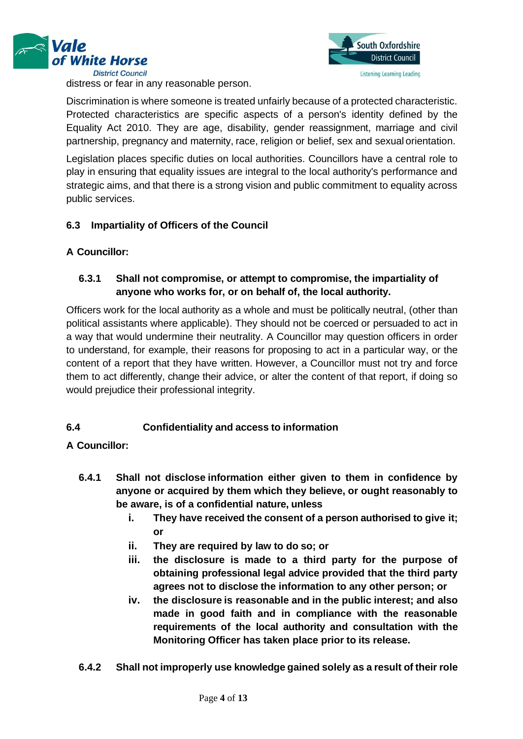distress or fear in any reasonable person.

Discrimination is where someone is treated unfairly because of a protected characteristic. Protected characteristics are specific aspects of a person's identity defined by the Equality Act 2010. They are age, disability, gender reassignment, marriage and civil partnership, pregnancy and maternity, race, religion or belief, sex and sexual orientation.

Legislation places specific duties on local authorities. Councillors have a central role to play in ensuring that equality issues are integral to the local authority's performance and strategic aims, and that there is a strong vision and public commitment to equality across public services.

### 6.3 Impartiality of Officers of the Council

**A Councillor:**

**6.3.1 Shall not compromise, or attempt to compromise, the impartiality of anyone who works for, or on behalf of, the local authority.**

Officers work for the local authority as a whole and must be politically neutral, (other than political assistants where applicable). They should not be coerced or persuaded to act in a way that would undermine their neutrality. A Councillor may question officers in order to understand, for example, their reasons for proposing to act in a particular way, or the content of a report that they have written. However, a Councillor must not try and force them to act differently, change their advice, or alter the content of that report, if doing so would prejudice their professional integrity.

### 6.4 Confidentiality and access to information

**A Councillor:**

**6.4.1 Shall not disclose information either given to them in confidence by anyone or acquired by them which they believe, or ought reasonably to be aware, is of a confidential nature, unless**

- **i. They have received the consent of a person authorised to give it; or**
- **ii. They are required by law to do so; or**
- **iii. the disclosure is made to a third party for the purpose of obtaining professional legal advice provided that the third party agrees not to disclose the information to any other person; or**
- **iv. the disclosure is reasonable and in the public interest; and also made in good faith and in compliance with the reasonable requirements of the local authority and consultation with the Monitoring Officer has taken place prior to its release.**

**6.4.2 Shall not improperly use knowledge gained solely as a result of their role**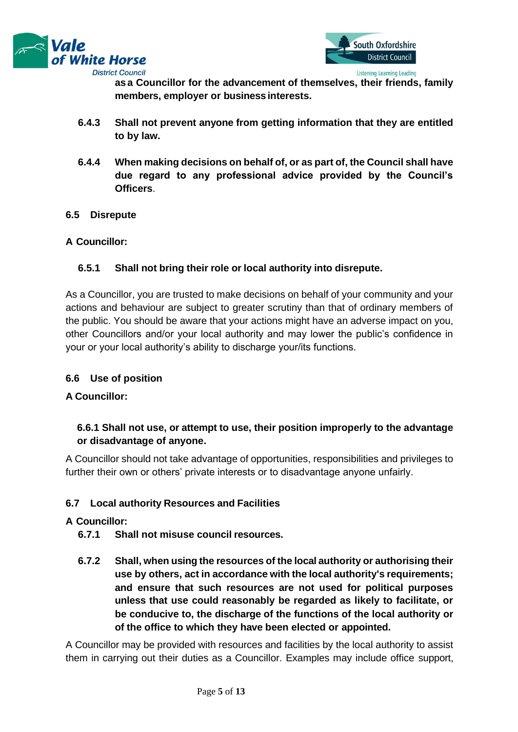**as a Councillor for the advancement of themselves, their friends, family members, employer or business interests.**

**6.4.3 Shall not prevent anyone from getting information that they are entitled to by law.**

**6.4.4 When making decisions on behalf of, or as part of, the Council shall have due regard to any professional advice provided by the Council's Officers**.

### 6.5 Disrepute

**A Councillor:**

**6.5.1 Shall not bring their role or local authority into disrepute.**

As a Councillor, you are trusted to make decisions on behalf of your community and your actions and behaviour are subject to greater scrutiny than that of ordinary members of the public. You should be aware that your actions might have an adverse impact on you, other Councillors and/or your local authority and may lower the public's confidence in your or your local authority's ability to discharge your/its functions.

### 6.6 Use of position

**A Councillor:**

**6.6.1 Shall not use, or attempt to use, their position improperly to the advantage or disadvantage of anyone.**

A Councillor should not take advantage of opportunities, responsibilities and privileges to further their own or others' private interests or to disadvantage anyone unfairly.

### 6.7 Local authority Resources and Facilities

**A Councillor:**

**6.7.1 Shall not misuse council resources.**

**6.7.2 Shall, when using the resources of the local authority or authorising their use by others, act in accordance with the local authority's requirements; and ensure that such resources are not used for political purposes unless that use could reasonably be regarded as likely to facilitate, or be conducive to, the discharge of the functions of the local authority or of the office to which they have been elected or appointed.**

A Councillor may be provided with resources and facilities by the local authority to assist them in carrying out their duties as a Councillor. Examples may include office support,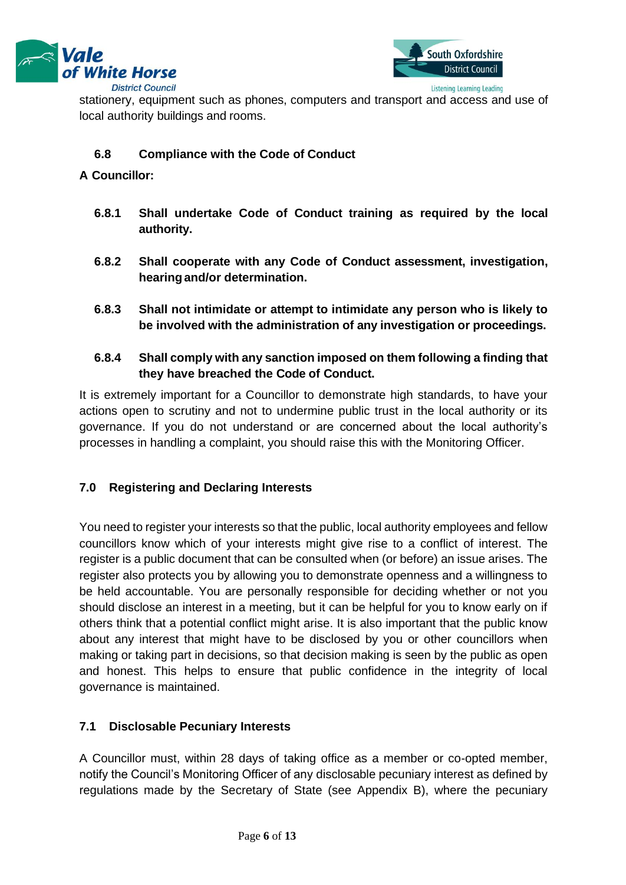stationery, equipment such as phones, computers and transport and access and use of local authority buildings and rooms.

### 6.8 Compliance with the Code of Conduct

**A Councillor:**

**6.8.1 Shall undertake Code of Conduct training as required by the local authority.**

**6.8.2 Shall cooperate with any Code of Conduct assessment, investigation, hearing and/or determination.**

**6.8.3 Shall not intimidate or attempt to intimidate any person who is likely to be involved with the administration of any investigation or proceedings.**

**6.8.4 Shall comply with any sanction imposed on them following a finding that they have breached the Code of Conduct.**

It is extremely important for a Councillor to demonstrate high standards, to have your actions open to scrutiny and not to undermine public trust in the local authority or its governance. If you do not understand or are concerned about the local authority's processes in handling a complaint, you should raise this with the Monitoring Officer.

## 7.0 Registering and Declaring Interests

You need to register your interests so that the public, local authority employees and fellow councillors know which of your interests might give rise to a conflict of interest. The register is a public document that can be consulted when (or before) an issue arises. The register also protects you by allowing you to demonstrate openness and a willingness to be held accountable. You are personally responsible for deciding whether or not you should disclose an interest in a meeting, but it can be helpful for you to know early on if others think that a potential conflict might arise. It is also important that the public know about any interest that might have to be disclosed by you or other councillors when making or taking part in decisions, so that decision making is seen by the public as open and honest. This helps to ensure that public confidence in the integrity of local governance is maintained.

### 7.1 Disclosable Pecuniary Interests

A Councillor must, within 28 days of taking office as a member or co-opted member, notify the Council's Monitoring Officer of any disclosable pecuniary interest as defined by regulations made by the Secretary of State (see Appendix B), where the pecuniary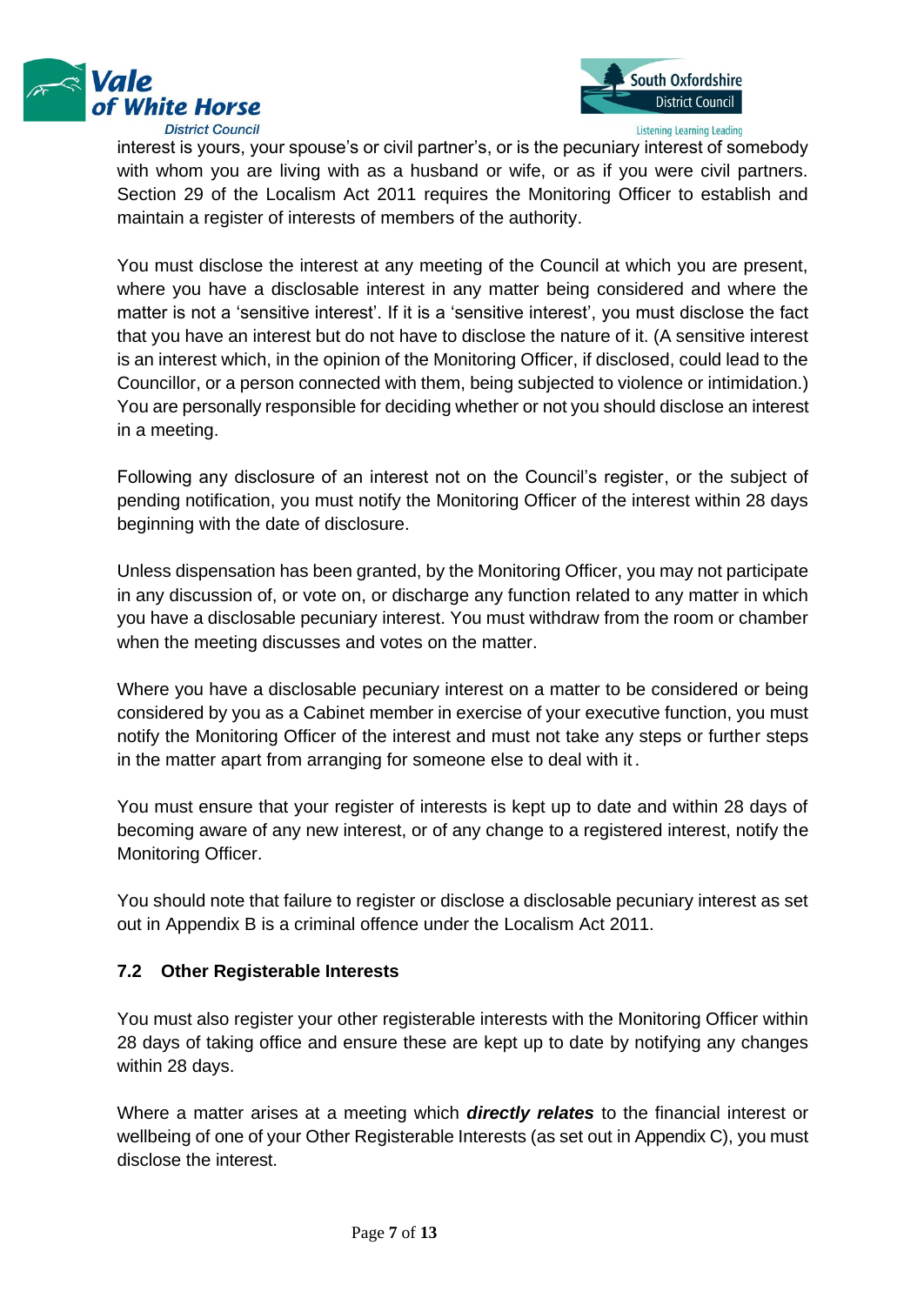interest is yours, your spouse's or civil partner's, or is the pecuniary interest of somebody with whom you are living with as a husband or wife, or as if you were civil partners. Section 29 of the Localism Act 2011 requires the Monitoring Officer to establish and maintain a register of interests of members of the authority.

You must disclose the interest at any meeting of the Council at which you are present, where you have a disclosable interest in any matter being considered and where the matter is not a 'sensitive interest'. If it is a 'sensitive interest', you must disclose the fact that you have an interest but do not have to disclose the nature of it. (A sensitive interest is an interest which, in the opinion of the Monitoring Officer, if disclosed, could lead to the Councillor, or a person connected with them, being subjected to violence or intimidation.) You are personally responsible for deciding whether or not you should disclose an interest in a meeting.

Following any disclosure of an interest not on the Council's register, or the subject of pending notification, you must notify the Monitoring Officer of the interest within 28 days beginning with the date of disclosure.

Unless dispensation has been granted, by the Monitoring Officer, you may not participate in any discussion of, or vote on, or discharge any function related to any matter in which you have a disclosable pecuniary interest. You must withdraw from the room or chamber when the meeting discusses and votes on the matter.

Where you have a disclosable pecuniary interest on a matter to be considered or being considered by you as a Cabinet member in exercise of your executive function, you must notify the Monitoring Officer of the interest and must not take any steps or further steps in the matter apart from arranging for someone else to deal with it.

You must ensure that your register of interests is kept up to date and within 28 days of becoming aware of any new interest, or of any change to a registered interest, notify the Monitoring Officer.

You should note that failure to register or disclose a disclosable pecuniary interest as set out in Appendix B is a criminal offence under the Localism Act 2011.

### 7.2 Other Registerable Interests

You must also register your other registerable interests with the Monitoring Officer within 28 days of taking office and ensure these are kept up to date by notifying any changes within 28 days.

Where a matter arises at a meeting which ***directly relates*** to the financial interest or wellbeing of one of your Other Registerable Interests (as set out in Appendix C), you must disclose the interest.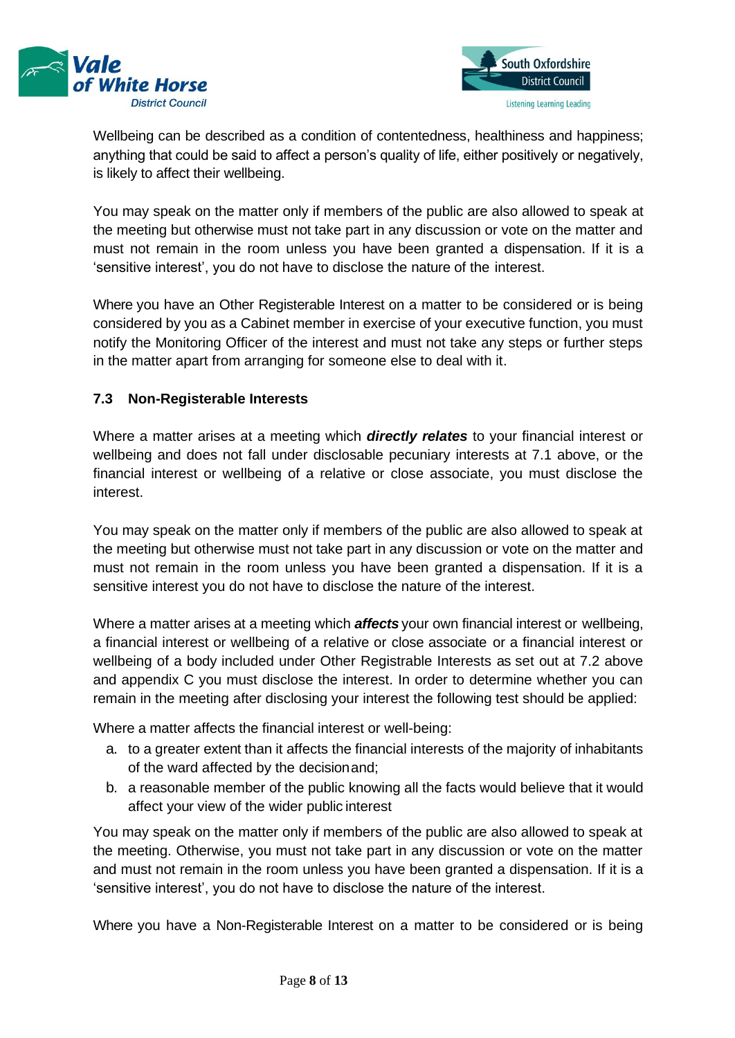Wellbeing can be described as a condition of contentedness, healthiness and happiness; anything that could be said to affect a person's quality of life, either positively or negatively, is likely to affect their wellbeing.

You may speak on the matter only if members of the public are also allowed to speak at the meeting but otherwise must not take part in any discussion or vote on the matter and must not remain in the room unless you have been granted a dispensation. If it is a 'sensitive interest', you do not have to disclose the nature of the interest.

Where you have an Other Registerable Interest on a matter to be considered or is being considered by you as a Cabinet member in exercise of your executive function, you must notify the Monitoring Officer of the interest and must not take any steps or further steps in the matter apart from arranging for someone else to deal with it.

### 7.3 Non-Registerable Interests

Where a matter arises at a meeting which ***directly relates*** to your financial interest or wellbeing and does not fall under disclosable pecuniary interests at 7.1 above, or the financial interest or wellbeing of a relative or close associate, you must disclose the interest.

You may speak on the matter only if members of the public are also allowed to speak at the meeting but otherwise must not take part in any discussion or vote on the matter and must not remain in the room unless you have been granted a dispensation. If it is a sensitive interest you do not have to disclose the nature of the interest.

Where a matter arises at a meeting which ***affects*** your own financial interest or wellbeing, a financial interest or wellbeing of a relative or close associate or a financial interest or wellbeing of a body included under Other Registrable Interests as set out at 7.2 above and appendix C you must disclose the interest. In order to determine whether you can remain in the meeting after disclosing your interest the following test should be applied:

Where a matter affects the financial interest or well-being:

a. to a greater extent than it affects the financial interests of the majority of inhabitants of the ward affected by the decision and;
b. a reasonable member of the public knowing all the facts would believe that it would affect your view of the wider public interest

You may speak on the matter only if members of the public are also allowed to speak at the meeting. Otherwise, you must not take part in any discussion or vote on the matter and must not remain in the room unless you have been granted a dispensation. If it is a 'sensitive interest', you do not have to disclose the nature of the interest.

Where you have a Non-Registerable Interest on a matter to be considered or is being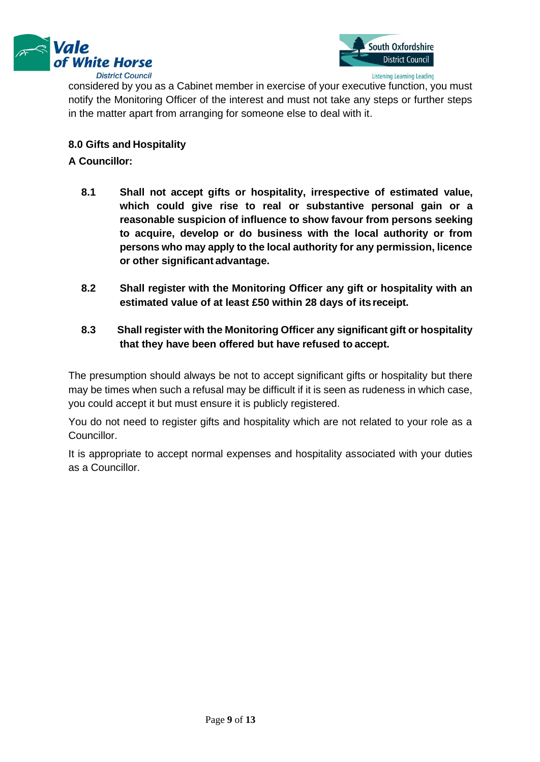considered by you as a Cabinet member in exercise of your executive function, you must notify the Monitoring Officer of the interest and must not take any steps or further steps in the matter apart from arranging for someone else to deal with it.

**8.0 Gifts and Hospitality**

**A Councillor:**

**8.1 Shall not accept gifts or hospitality, irrespective of estimated value, which could give rise to real or substantive personal gain or a reasonable suspicion of influence to show favour from persons seeking to acquire, develop or do business with the local authority or from persons who may apply to the local authority for any permission, licence or other significant advantage.**

**8.2 Shall register with the Monitoring Officer any gift or hospitality with an estimated value of at least £50 within 28 days of its receipt.**

**8.3 Shall register with the Monitoring Officer any significant gift or hospitality that they have been offered but have refused to accept.**

The presumption should always be not to accept significant gifts or hospitality but there may be times when such a refusal may be difficult if it is seen as rudeness in which case, you could accept it but must ensure it is publicly registered.

You do not need to register gifts and hospitality which are not related to your role as a Councillor.

It is appropriate to accept normal expenses and hospitality associated with your duties as a Councillor.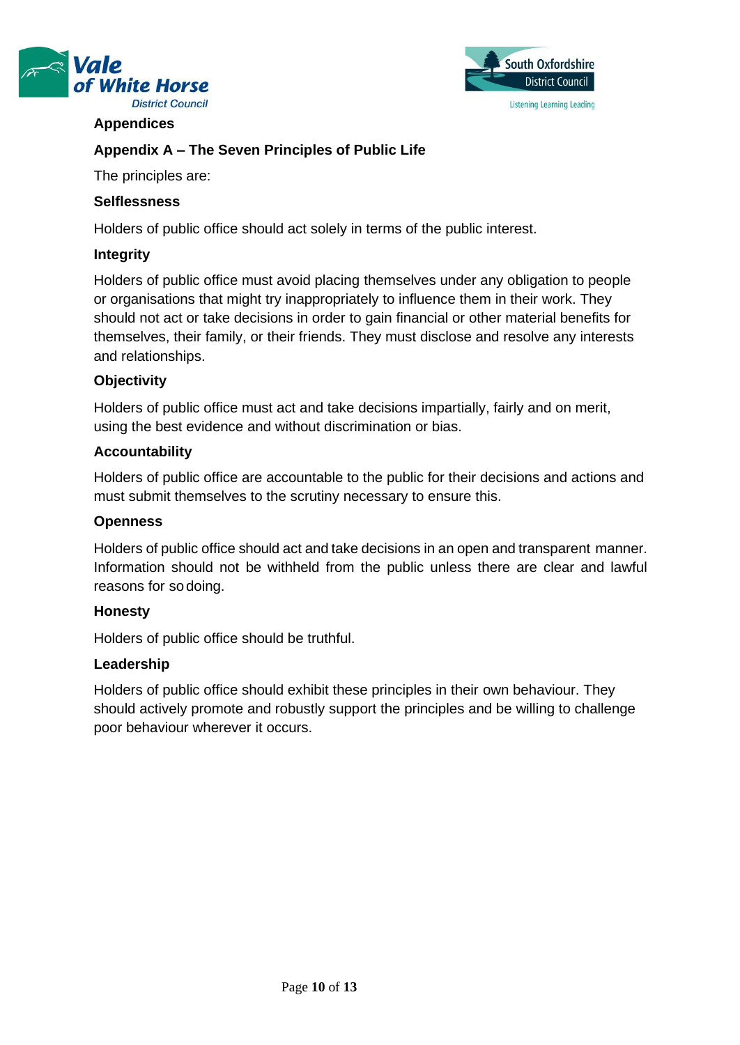# Appendices

## Appendix A – The Seven Principles of Public Life

The principles are:

### Selflessness

Holders of public office should act solely in terms of the public interest.

### Integrity

Holders of public office must avoid placing themselves under any obligation to people or organisations that might try inappropriately to influence them in their work. They should not act or take decisions in order to gain financial or other material benefits for themselves, their family, or their friends. They must disclose and resolve any interests and relationships.

### Objectivity

Holders of public office must act and take decisions impartially, fairly and on merit, using the best evidence and without discrimination or bias.

### Accountability

Holders of public office are accountable to the public for their decisions and actions and must submit themselves to the scrutiny necessary to ensure this.

### Openness

Holders of public office should act and take decisions in an open and transparent manner. Information should not be withheld from the public unless there are clear and lawful reasons for so doing.

### Honesty

Holders of public office should be truthful.

### Leadership

Holders of public office should exhibit these principles in their own behaviour. They should actively promote and robustly support the principles and be willing to challenge poor behaviour wherever it occurs.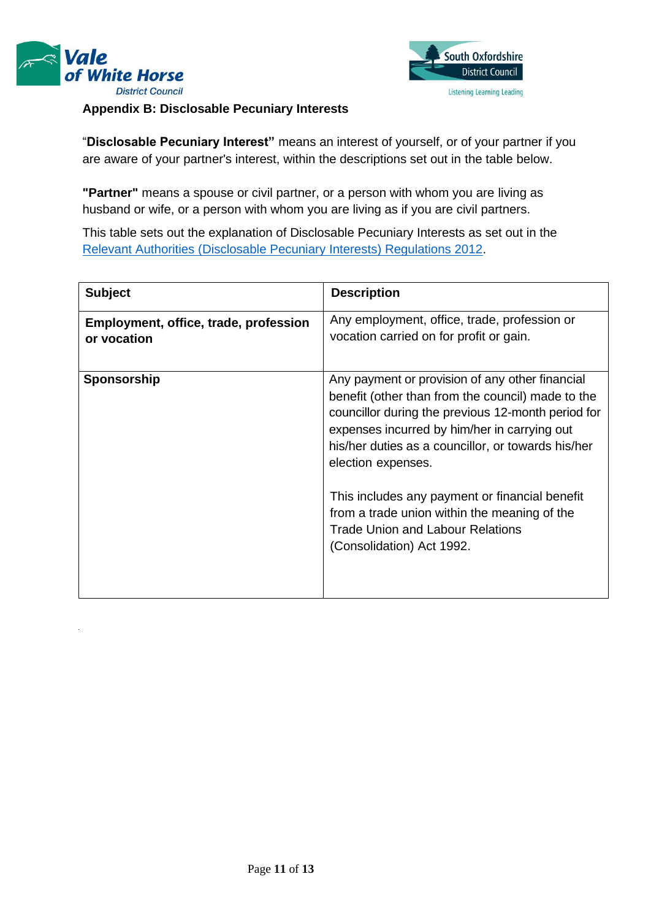## Appendix B: Disclosable Pecuniary Interests

"**Disclosable Pecuniary Interest"** means an interest of yourself, or of your partner if you are aware of your partner's interest, within the descriptions set out in the table below.

**"Partner"** means a spouse or civil partner, or a person with whom you are living as husband or wife, or a person with whom you are living as if you are civil partners.

This table sets out the explanation of Disclosable Pecuniary Interests as set out in the Relevant Authorities (Disclosable Pecuniary Interests) Regulations 2012.

| Subject | Description |
|---|---|
| **Employment, office, trade, profession or vocation** | Any employment, office, trade, profession or vocation carried on for profit or gain. |
| **Sponsorship** | Any payment or provision of any other financial benefit (other than from the council) made to the councillor during the previous 12-month period for expenses incurred by him/her in carrying out his/her duties as a councillor, or towards his/her election expenses.<br><br>This includes any payment or financial benefit from a trade union within the meaning of the Trade Union and Labour Relations (Consolidation) Act 1992. |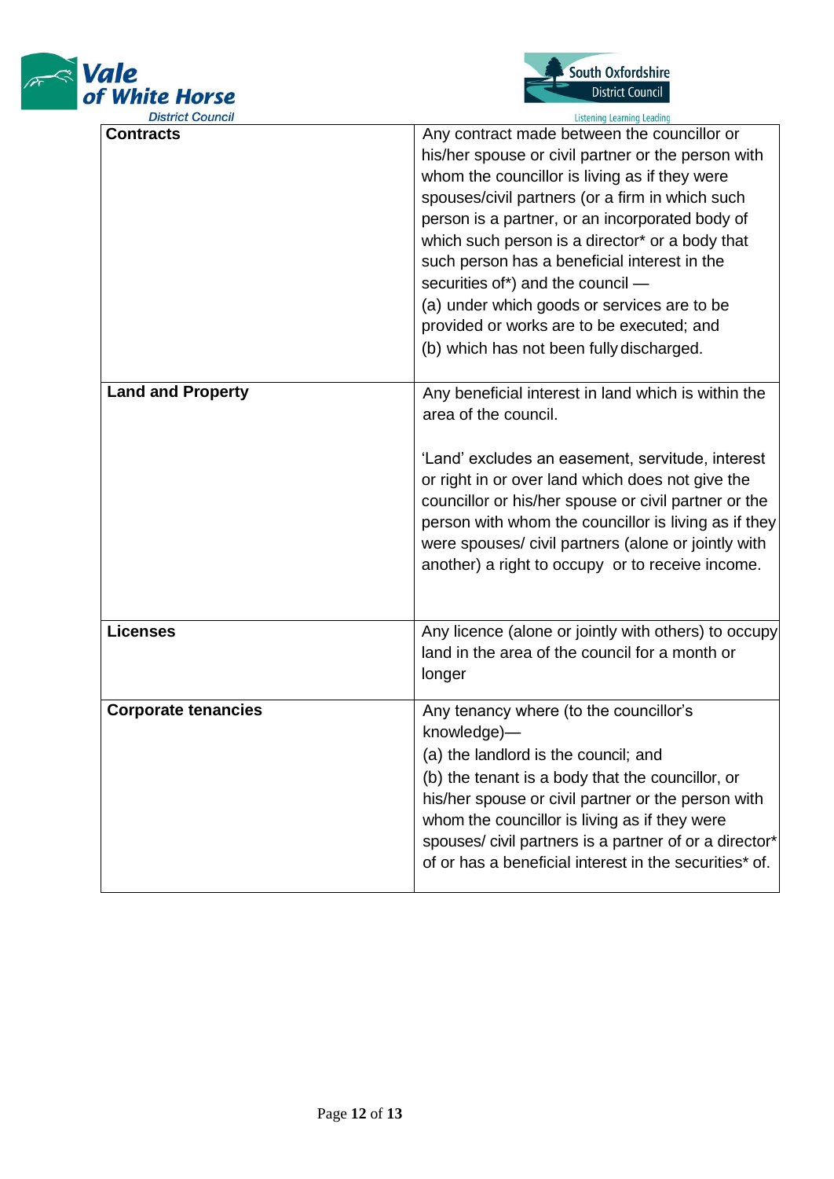| | |
|---|---|
| **Contracts** | Any contract made between the councillor or his/her spouse or civil partner or the person with whom the councillor is living as if they were spouses/civil partners (or a firm in which such person is a partner, or an incorporated body of which such person is a director* or a body that such person has a beneficial interest in the securities of*) and the council —<br>(a) under which goods or services are to be provided or works are to be executed; and<br>(b) which has not been fully discharged. |
| **Land and Property** | Any beneficial interest in land which is within the area of the council.<br><br>'Land' excludes an easement, servitude, interest or right in or over land which does not give the councillor or his/her spouse or civil partner or the person with whom the councillor is living as if they were spouses/ civil partners (alone or jointly with another) a right to occupy or to receive income. |
| **Licenses** | Any licence (alone or jointly with others) to occupy land in the area of the council for a month or longer |
| **Corporate tenancies** | Any tenancy where (to the councillor's knowledge)—<br>(a) the landlord is the council; and<br>(b) the tenant is a body that the councillor, or his/her spouse or civil partner or the person with whom the councillor is living as if they were spouses/ civil partners is a partner of or a director* of or has a beneficial interest in the securities* of. |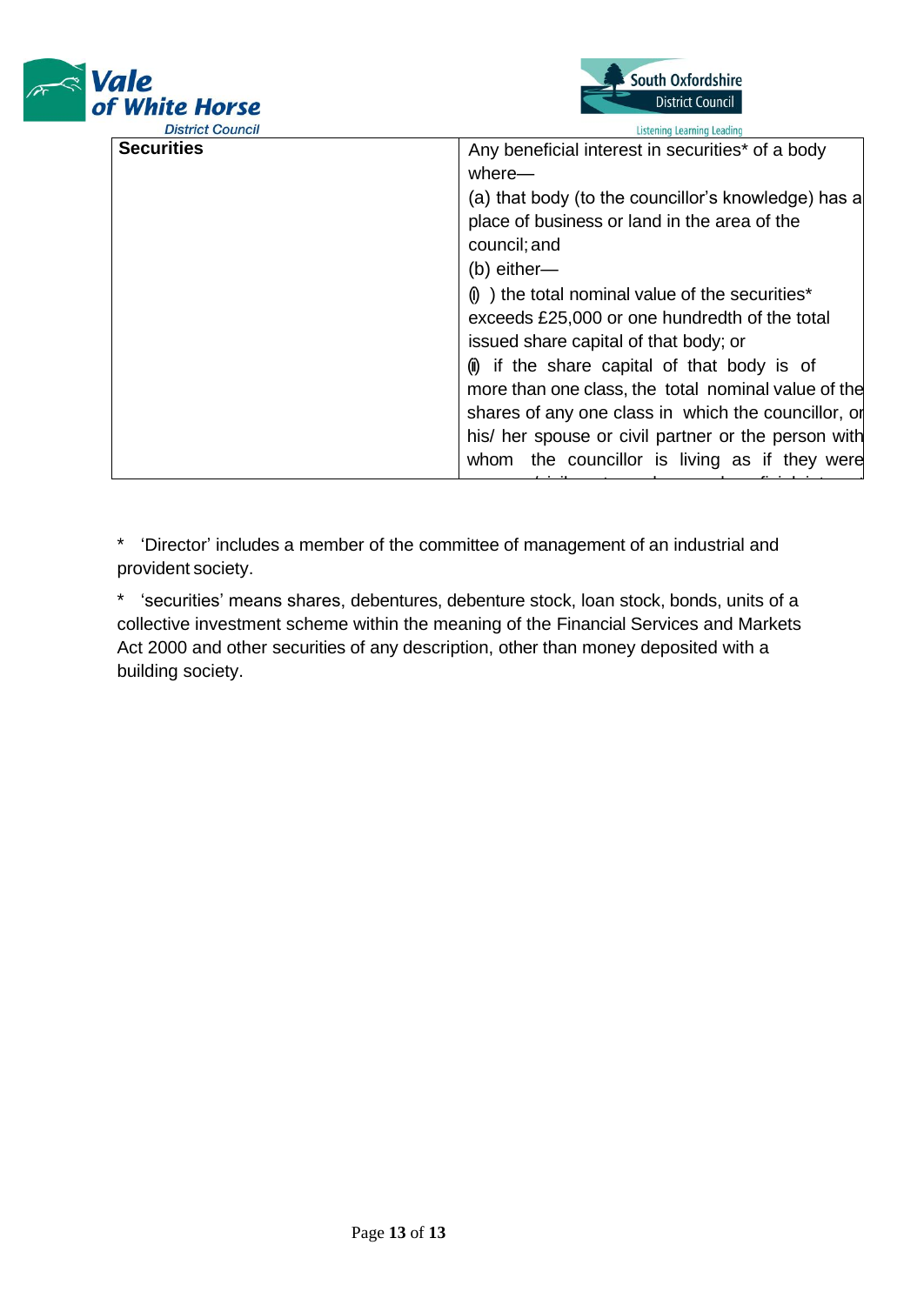| Securities | Any beneficial interest in securities* of a body where—<br>(a) that body (to the councillor's knowledge) has a place of business or land in the area of the council; and<br>(b) either—<br>(i) ) the total nominal value of the securities* exceeds £25,000 or one hundredth of the total issued share capital of that body; or<br>(ii) if the share capital of that body is of more than one class, the total nominal value of the shares of any one class in which the councillor, or his/ her spouse or civil partner or the person with whom the councillor is living as if they were |
|---|---|

\* 'Director' includes a member of the committee of management of an industrial and provident society.

\* 'securities' means shares, debentures, debenture stock, loan stock, bonds, units of a collective investment scheme within the meaning of the Financial Services and Markets Act 2000 and other securities of any description, other than money deposited with a building society.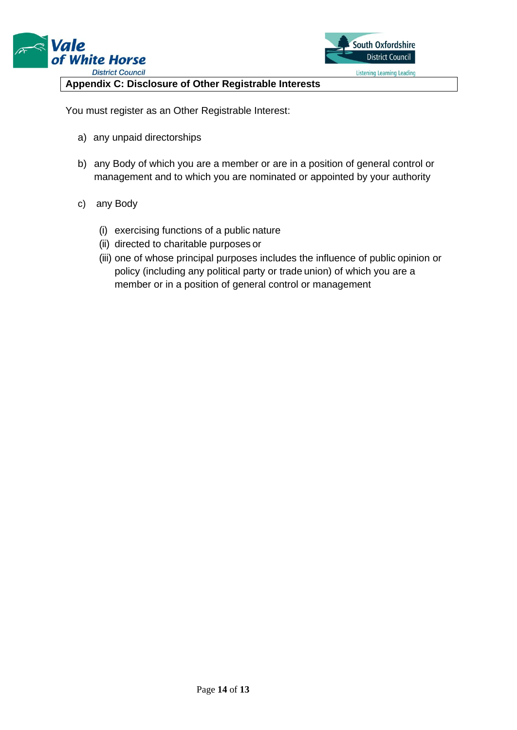## Appendix C: Disclosure of Other Registrable Interests

You must register as an Other Registrable Interest:

a) any unpaid directorships

b) any Body of which you are a member or are in a position of general control or management and to which you are nominated or appointed by your authority

c) any Body

   (i) exercising functions of a public nature
   (ii) directed to charitable purposes or
   (iii) one of whose principal purposes includes the influence of public opinion or policy (including any political party or trade union) of which you are a member or in a position of general control or management